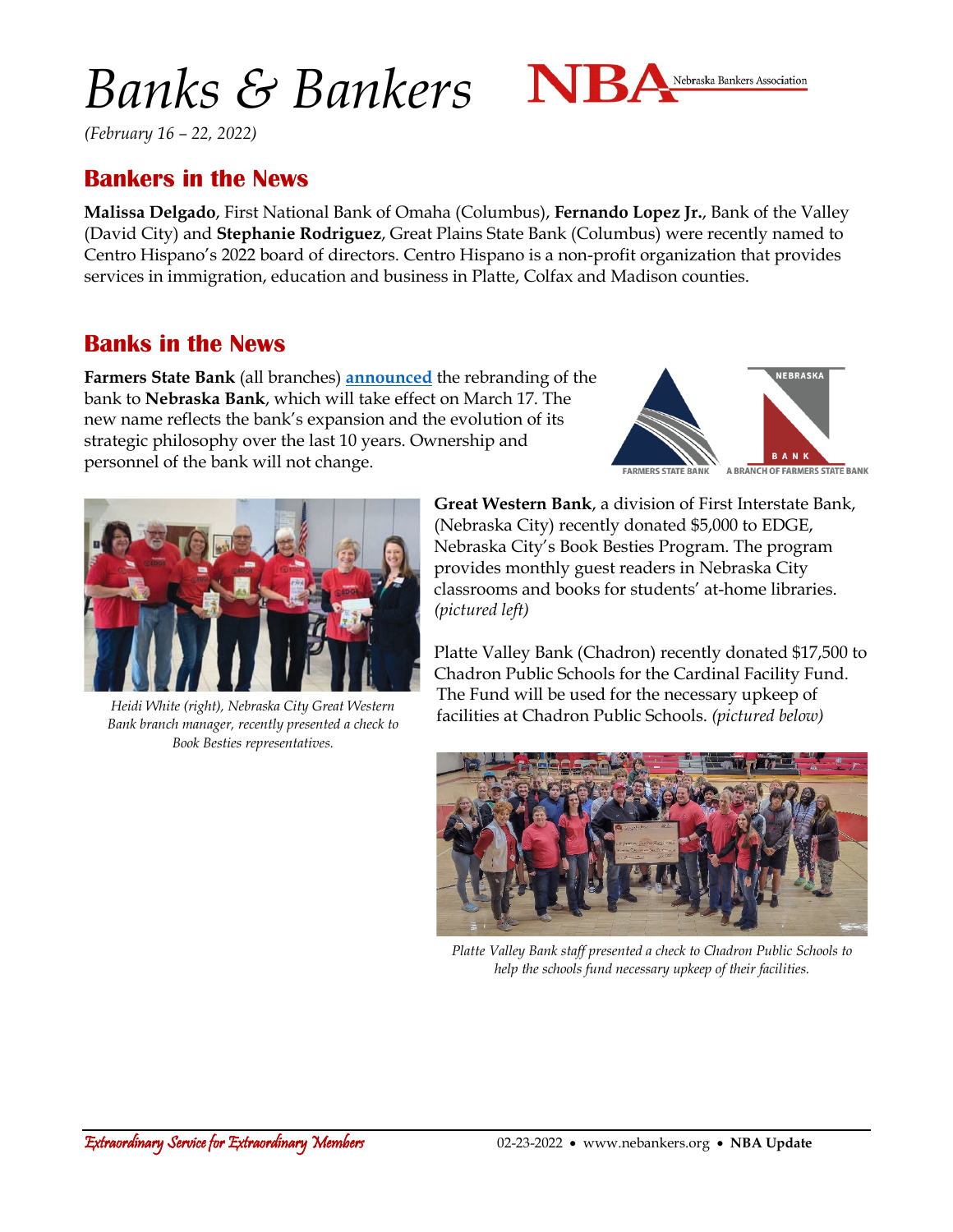# Banks & Bankers

*(February 16 – 22, 2022)*

## Bankers in the News

**Malissa Delgado**, First National Bank of Omaha (Columbus), **Fernando Lopez Jr.**, Bank of the Valley (David City) and **Stephanie Rodriguez**, Great Plains State Bank (Columbus) were recently named to Centro Hispano's 2022 board of directors. Centro Hispano is a non-profit organization that provides services in immigration, education and business in Platte, Colfax and Madison counties.

## Banks in the News

**Farmers State Bank** (all branches) **announced** the rebranding of the bank to **Nebraska Bank**, which will take effect on March 17. The new name reflects the bank's expansion and the evolution of its strategic philosophy over the last 10 years. Ownership and personnel of the bank will not change.

**Great Western Bank**, a division of First Interstate Bank, (Nebraska City) recently donated $5,000 to EDGE, Nebraska City's Book Besties Program. The program provides monthly guest readers in Nebraska City classrooms and books for students' at-home libraries. *(pictured left)*

*Heidi White (right), Nebraska City Great Western Bank branch manager, recently presented a check to Book Besties representatives.*

Platte Valley Bank (Chadron) recently donated $17,500 to Chadron Public Schools for the Cardinal Facility Fund. The Fund will be used for the necessary upkeep of facilities at Chadron Public Schools. *(pictured below)*

*Platte Valley Bank staff presented a check to Chadron Public Schools to help the schools fund necessary upkeep of their facilities.*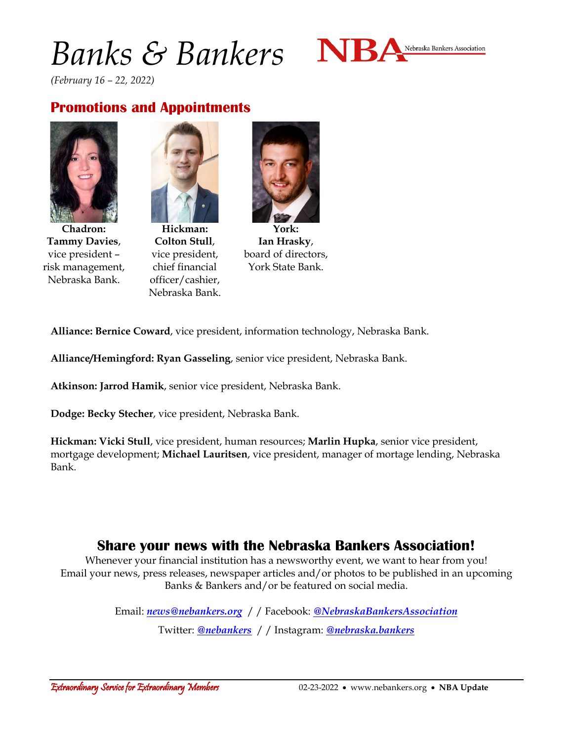# *Banks & Bankers*

NBA Nebraska Bankers Association

*(February 16 – 22, 2022)*

## Promotions and Appointments

**Chadron: Tammy Davies**, vice president – risk management, Nebraska Bank.

**Hickman: Colton Stull**, vice president, chief financial officer/cashier, Nebraska Bank.

**York: Ian Hrasky**, board of directors, York State Bank.

**Alliance: Bernice Coward**, vice president, information technology, Nebraska Bank.

**Alliance/Hemingford: Ryan Gasseling**, senior vice president, Nebraska Bank.

**Atkinson: Jarrod Hamik**, senior vice president, Nebraska Bank.

**Dodge: Becky Stecher**, vice president, Nebraska Bank.

**Hickman: Vicki Stull**, vice president, human resources; **Marlin Hupka**, senior vice president, mortgage development; **Michael Lauritsen**, vice president, manager of mortage lending, Nebraska Bank.

## Share your news with the Nebraska Bankers Association!

Whenever your financial institution has a newsworthy event, we want to hear from you! Email your news, press releases, newspaper articles and/or photos to be published in an upcoming Banks & Bankers and/or be featured on social media.

Email: ***news@nebankers.org*** / / Facebook: ***@NebraskaBankersAssociation***

Twitter: ***@nebankers*** / / Instagram: ***@nebraska.bankers***